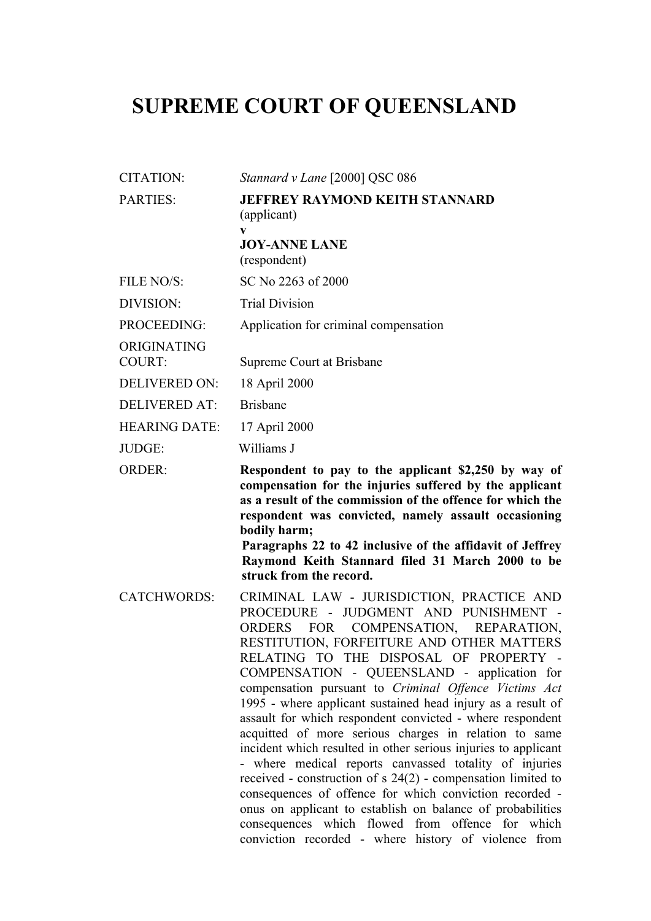# SUPREME COURT OF QUEENSLAND

| | |
|---|---|
| CITATION: | *Stannard v Lane* [2000] QSC 086 |
| PARTIES: | **JEFFREY RAYMOND KEITH STANNARD** (applicant) **v** **JOY-ANNE LANE** (respondent) |
| FILE NO/S: | SC No 2263 of 2000 |
| DIVISION: | Trial Division |
| PROCEEDING: | Application for criminal compensation |
| ORIGINATING COURT: | Supreme Court at Brisbane |
| DELIVERED ON: | 18 April 2000 |
| DELIVERED AT: | Brisbane |
| HEARING DATE: | 17 April 2000 |
| JUDGE: | Williams J |
| ORDER: | **Respondent to pay to the applicant $2,250 by way of compensation for the injuries suffered by the applicant as a result of the commission of the offence for which the respondent was convicted, namely assault occasioning bodily harm;** **Paragraphs 22 to 42 inclusive of the affidavit of Jeffrey Raymond Keith Stannard filed 31 March 2000 to be struck from the record.** |
| CATCHWORDS: | CRIMINAL LAW - JURISDICTION, PRACTICE AND PROCEDURE - JUDGMENT AND PUNISHMENT - ORDERS FOR COMPENSATION, REPARATION, RESTITUTION, FORFEITURE AND OTHER MATTERS RELATING TO THE DISPOSAL OF PROPERTY - COMPENSATION - QUEENSLAND - application for compensation pursuant to *Criminal Offence Victims Act* 1995 - where applicant sustained head injury as a result of assault for which respondent convicted - where respondent acquitted of more serious charges in relation to same incident which resulted in other serious injuries to applicant - where medical reports canvassed totality of injuries received - construction of s 24(2) - compensation limited to consequences of offence for which conviction recorded - onus on applicant to establish on balance of probabilities consequences which flowed from offence for which conviction recorded - where history of violence from |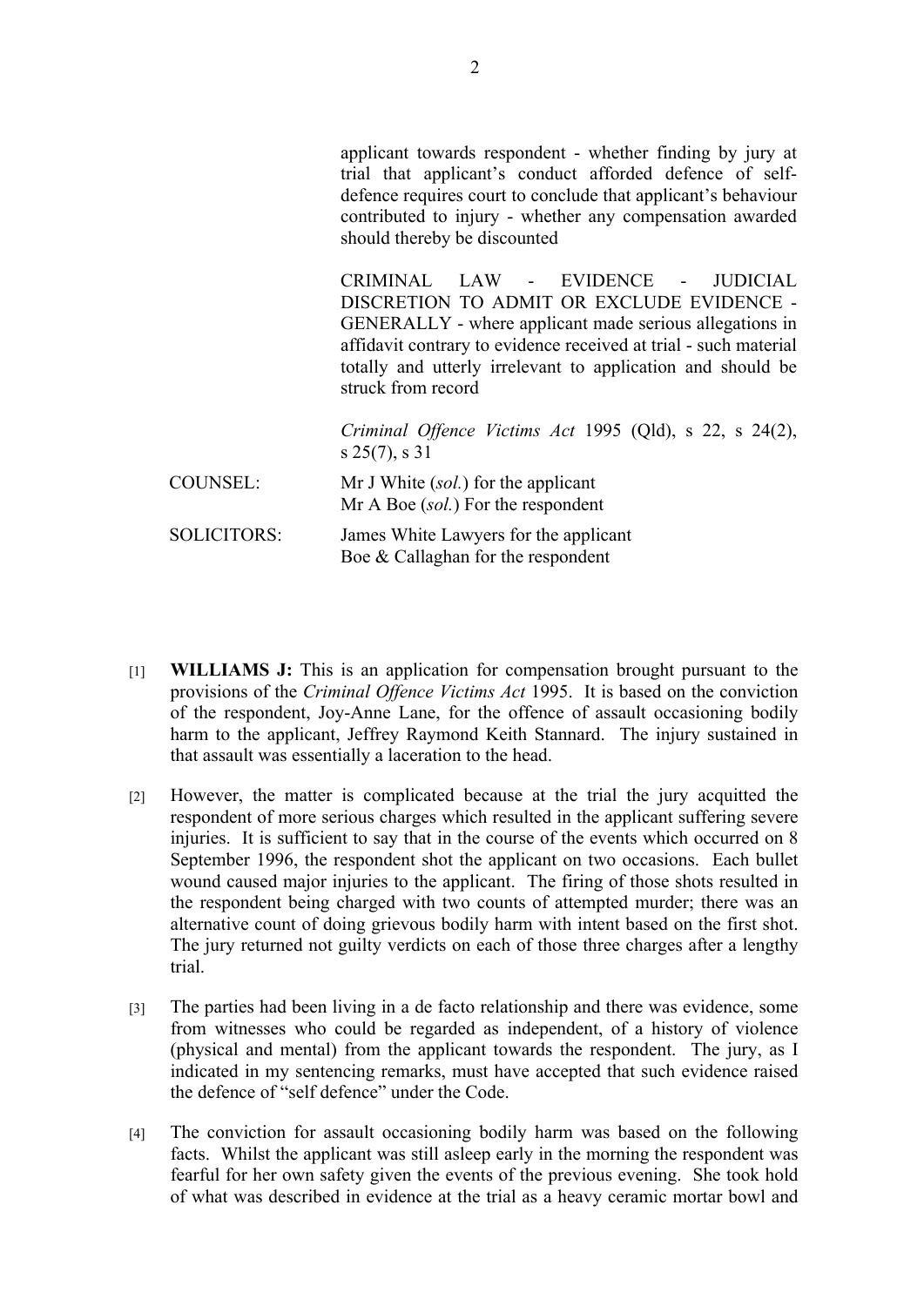applicant towards respondent - whether finding by jury at trial that applicant's conduct afforded defence of self-defence requires court to conclude that applicant's behaviour contributed to injury - whether any compensation awarded should thereby be discounted

CRIMINAL LAW - EVIDENCE - JUDICIAL DISCRETION TO ADMIT OR EXCLUDE EVIDENCE - GENERALLY - where applicant made serious allegations in affidavit contrary to evidence received at trial - such material totally and utterly irrelevant to application and should be struck from record

*Criminal Offence Victims Act* 1995 (Qld), s 22, s 24(2), s 25(7), s 31

COUNSEL: Mr J White (*sol.*) for the applicant
Mr A Boe (*sol.*) For the respondent

SOLICITORS: James White Lawyers for the applicant
Boe & Callaghan for the respondent

[1] **WILLIAMS J:** This is an application for compensation brought pursuant to the provisions of the *Criminal Offence Victims Act* 1995. It is based on the conviction of the respondent, Joy-Anne Lane, for the offence of assault occasioning bodily harm to the applicant, Jeffrey Raymond Keith Stannard. The injury sustained in that assault was essentially a laceration to the head.

[2] However, the matter is complicated because at the trial the jury acquitted the respondent of more serious charges which resulted in the applicant suffering severe injuries. It is sufficient to say that in the course of the events which occurred on 8 September 1996, the respondent shot the applicant on two occasions. Each bullet wound caused major injuries to the applicant. The firing of those shots resulted in the respondent being charged with two counts of attempted murder; there was an alternative count of doing grievous bodily harm with intent based on the first shot. The jury returned not guilty verdicts on each of those three charges after a lengthy trial.

[3] The parties had been living in a de facto relationship and there was evidence, some from witnesses who could be regarded as independent, of a history of violence (physical and mental) from the applicant towards the respondent. The jury, as I indicated in my sentencing remarks, must have accepted that such evidence raised the defence of "self defence" under the Code.

[4] The conviction for assault occasioning bodily harm was based on the following facts. Whilst the applicant was still asleep early in the morning the respondent was fearful for her own safety given the events of the previous evening. She took hold of what was described in evidence at the trial as a heavy ceramic mortar bowl and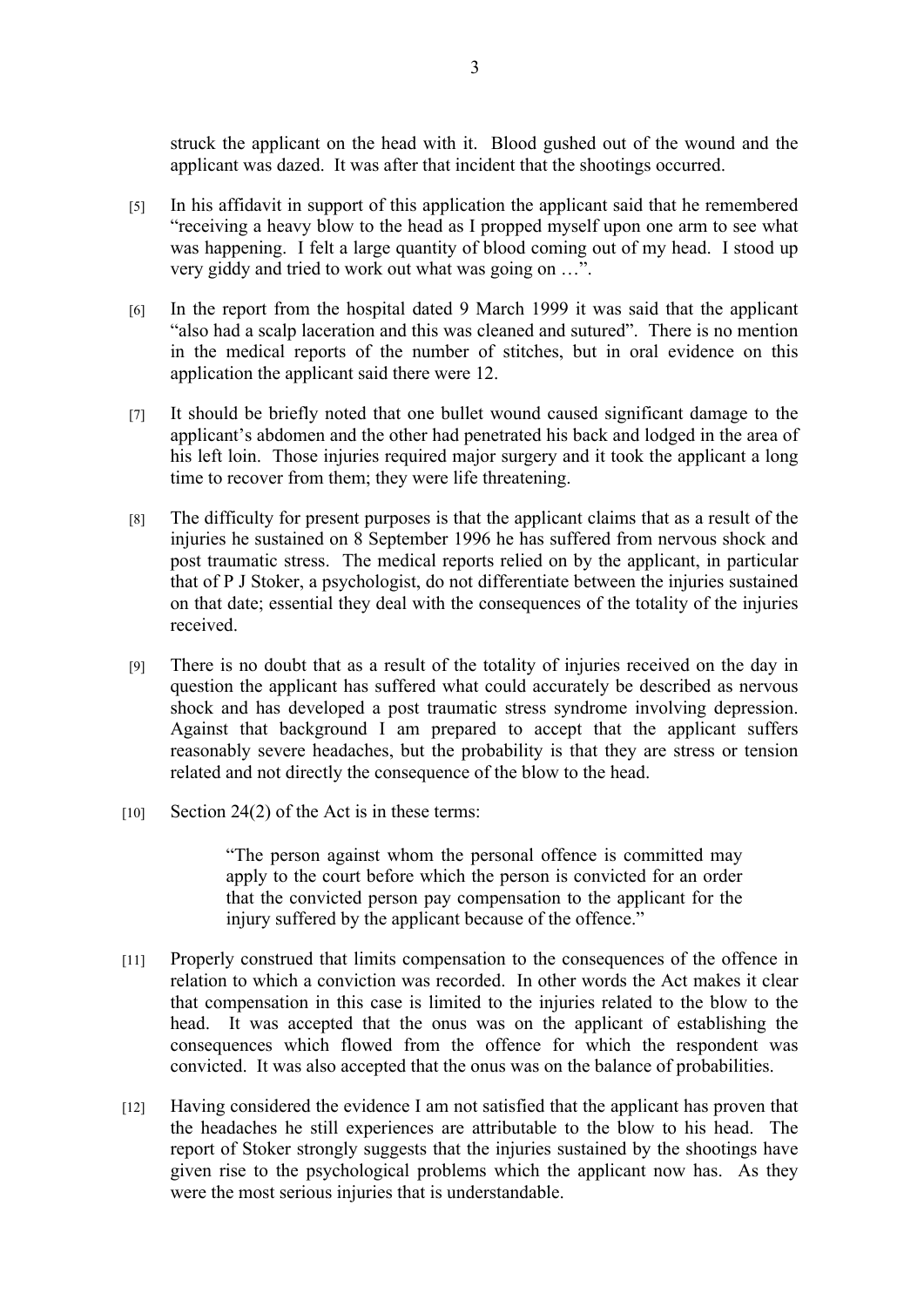struck the applicant on the head with it. Blood gushed out of the wound and the applicant was dazed. It was after that incident that the shootings occurred.

[5] In his affidavit in support of this application the applicant said that he remembered "receiving a heavy blow to the head as I propped myself upon one arm to see what was happening. I felt a large quantity of blood coming out of my head. I stood up very giddy and tried to work out what was going on …".

[6] In the report from the hospital dated 9 March 1999 it was said that the applicant "also had a scalp laceration and this was cleaned and sutured". There is no mention in the medical reports of the number of stitches, but in oral evidence on this application the applicant said there were 12.

[7] It should be briefly noted that one bullet wound caused significant damage to the applicant's abdomen and the other had penetrated his back and lodged in the area of his left loin. Those injuries required major surgery and it took the applicant a long time to recover from them; they were life threatening.

[8] The difficulty for present purposes is that the applicant claims that as a result of the injuries he sustained on 8 September 1996 he has suffered from nervous shock and post traumatic stress. The medical reports relied on by the applicant, in particular that of P J Stoker, a psychologist, do not differentiate between the injuries sustained on that date; essential they deal with the consequences of the totality of the injuries received.

[9] There is no doubt that as a result of the totality of injuries received on the day in question the applicant has suffered what could accurately be described as nervous shock and has developed a post traumatic stress syndrome involving depression. Against that background I am prepared to accept that the applicant suffers reasonably severe headaches, but the probability is that they are stress or tension related and not directly the consequence of the blow to the head.

[10] Section 24(2) of the Act is in these terms:

> "The person against whom the personal offence is committed may apply to the court before which the person is convicted for an order that the convicted person pay compensation to the applicant for the injury suffered by the applicant because of the offence."

[11] Properly construed that limits compensation to the consequences of the offence in relation to which a conviction was recorded. In other words the Act makes it clear that compensation in this case is limited to the injuries related to the blow to the head. It was accepted that the onus was on the applicant of establishing the consequences which flowed from the offence for which the respondent was convicted. It was also accepted that the onus was on the balance of probabilities.

[12] Having considered the evidence I am not satisfied that the applicant has proven that the headaches he still experiences are attributable to the blow to his head. The report of Stoker strongly suggests that the injuries sustained by the shootings have given rise to the psychological problems which the applicant now has. As they were the most serious injuries that is understandable.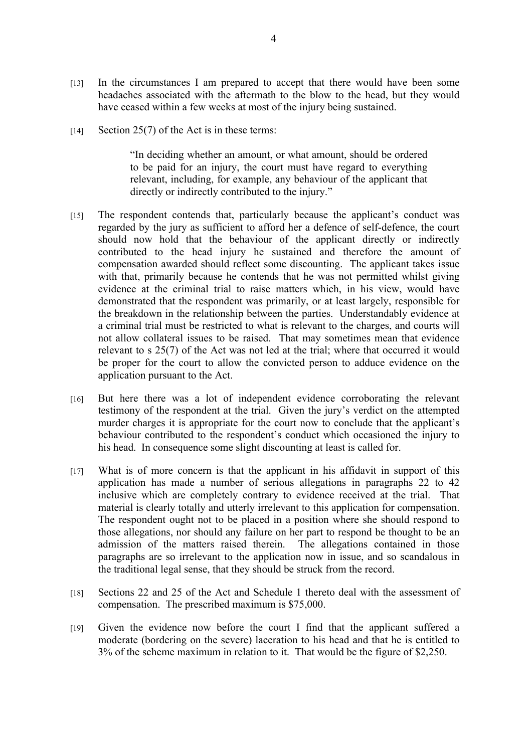[13] In the circumstances I am prepared to accept that there would have been some headaches associated with the aftermath to the blow to the head, but they would have ceased within a few weeks at most of the injury being sustained.

[14] Section 25(7) of the Act is in these terms:

> "In deciding whether an amount, or what amount, should be ordered to be paid for an injury, the court must have regard to everything relevant, including, for example, any behaviour of the applicant that directly or indirectly contributed to the injury."

[15] The respondent contends that, particularly because the applicant's conduct was regarded by the jury as sufficient to afford her a defence of self-defence, the court should now hold that the behaviour of the applicant directly or indirectly contributed to the head injury he sustained and therefore the amount of compensation awarded should reflect some discounting. The applicant takes issue with that, primarily because he contends that he was not permitted whilst giving evidence at the criminal trial to raise matters which, in his view, would have demonstrated that the respondent was primarily, or at least largely, responsible for the breakdown in the relationship between the parties. Understandably evidence at a criminal trial must be restricted to what is relevant to the charges, and courts will not allow collateral issues to be raised. That may sometimes mean that evidence relevant to s 25(7) of the Act was not led at the trial; where that occurred it would be proper for the court to allow the convicted person to adduce evidence on the application pursuant to the Act.

[16] But here there was a lot of independent evidence corroborating the relevant testimony of the respondent at the trial. Given the jury's verdict on the attempted murder charges it is appropriate for the court now to conclude that the applicant's behaviour contributed to the respondent's conduct which occasioned the injury to his head. In consequence some slight discounting at least is called for.

[17] What is of more concern is that the applicant in his affidavit in support of this application has made a number of serious allegations in paragraphs 22 to 42 inclusive which are completely contrary to evidence received at the trial. That material is clearly totally and utterly irrelevant to this application for compensation. The respondent ought not to be placed in a position where she should respond to those allegations, nor should any failure on her part to respond be thought to be an admission of the matters raised therein. The allegations contained in those paragraphs are so irrelevant to the application now in issue, and so scandalous in the traditional legal sense, that they should be struck from the record.

[18] Sections 22 and 25 of the Act and Schedule 1 thereto deal with the assessment of compensation. The prescribed maximum is $75,000.

[19] Given the evidence now before the court I find that the applicant suffered a moderate (bordering on the severe) laceration to his head and that he is entitled to 3% of the scheme maximum in relation to it. That would be the figure of $2,250.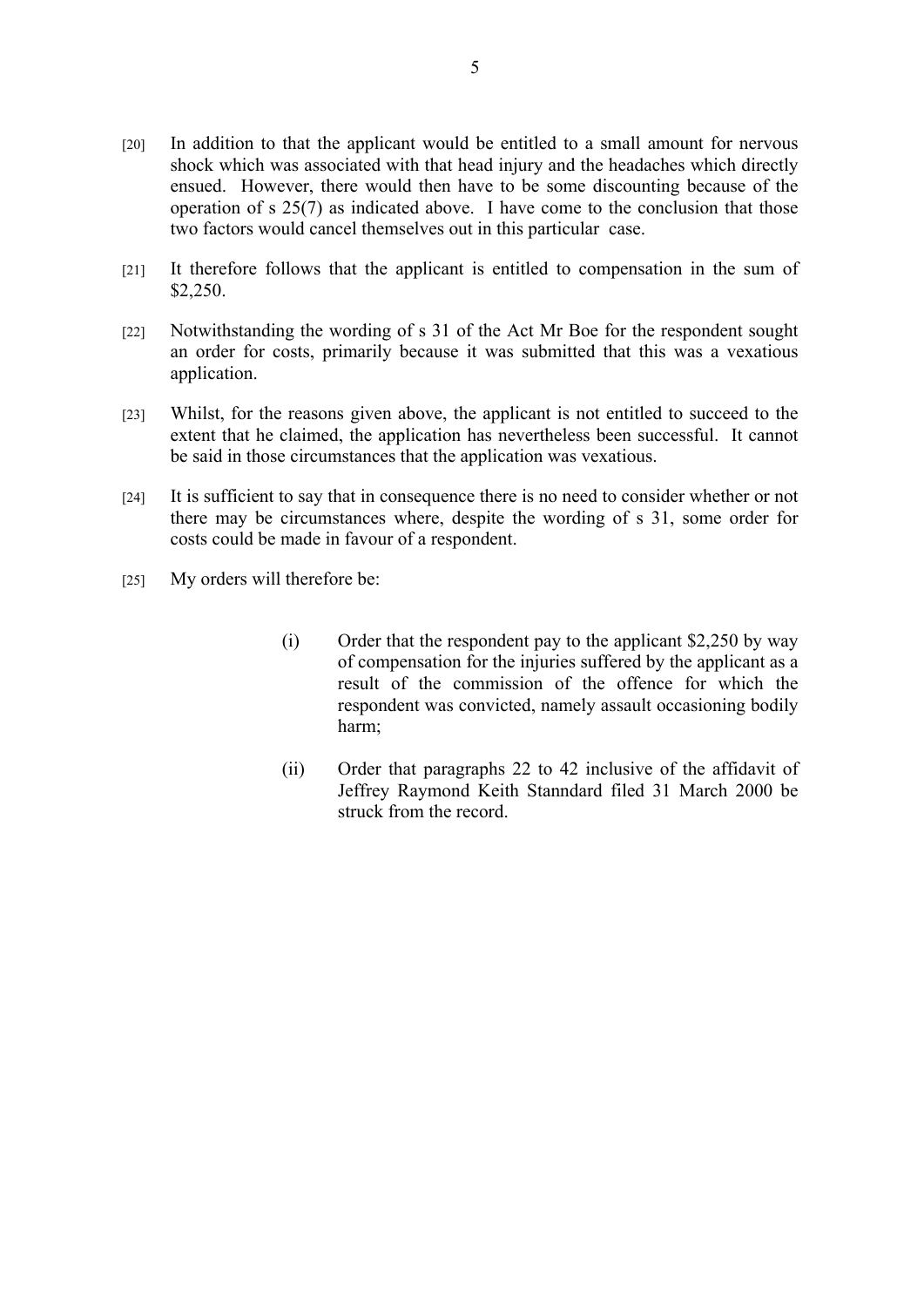[20] In addition to that the applicant would be entitled to a small amount for nervous shock which was associated with that head injury and the headaches which directly ensued. However, there would then have to be some discounting because of the operation of s 25(7) as indicated above. I have come to the conclusion that those two factors would cancel themselves out in this particular case.

[21] It therefore follows that the applicant is entitled to compensation in the sum of $2,250.

[22] Notwithstanding the wording of s 31 of the Act Mr Boe for the respondent sought an order for costs, primarily because it was submitted that this was a vexatious application.

[23] Whilst, for the reasons given above, the applicant is not entitled to succeed to the extent that he claimed, the application has nevertheless been successful. It cannot be said in those circumstances that the application was vexatious.

[24] It is sufficient to say that in consequence there is no need to consider whether or not there may be circumstances where, despite the wording of s 31, some order for costs could be made in favour of a respondent.

[25] My orders will therefore be:

(i) Order that the respondent pay to the applicant $2,250 by way of compensation for the injuries suffered by the applicant as a result of the commission of the offence for which the respondent was convicted, namely assault occasioning bodily harm;

(ii) Order that paragraphs 22 to 42 inclusive of the affidavit of Jeffrey Raymond Keith Stanndard filed 31 March 2000 be struck from the record.